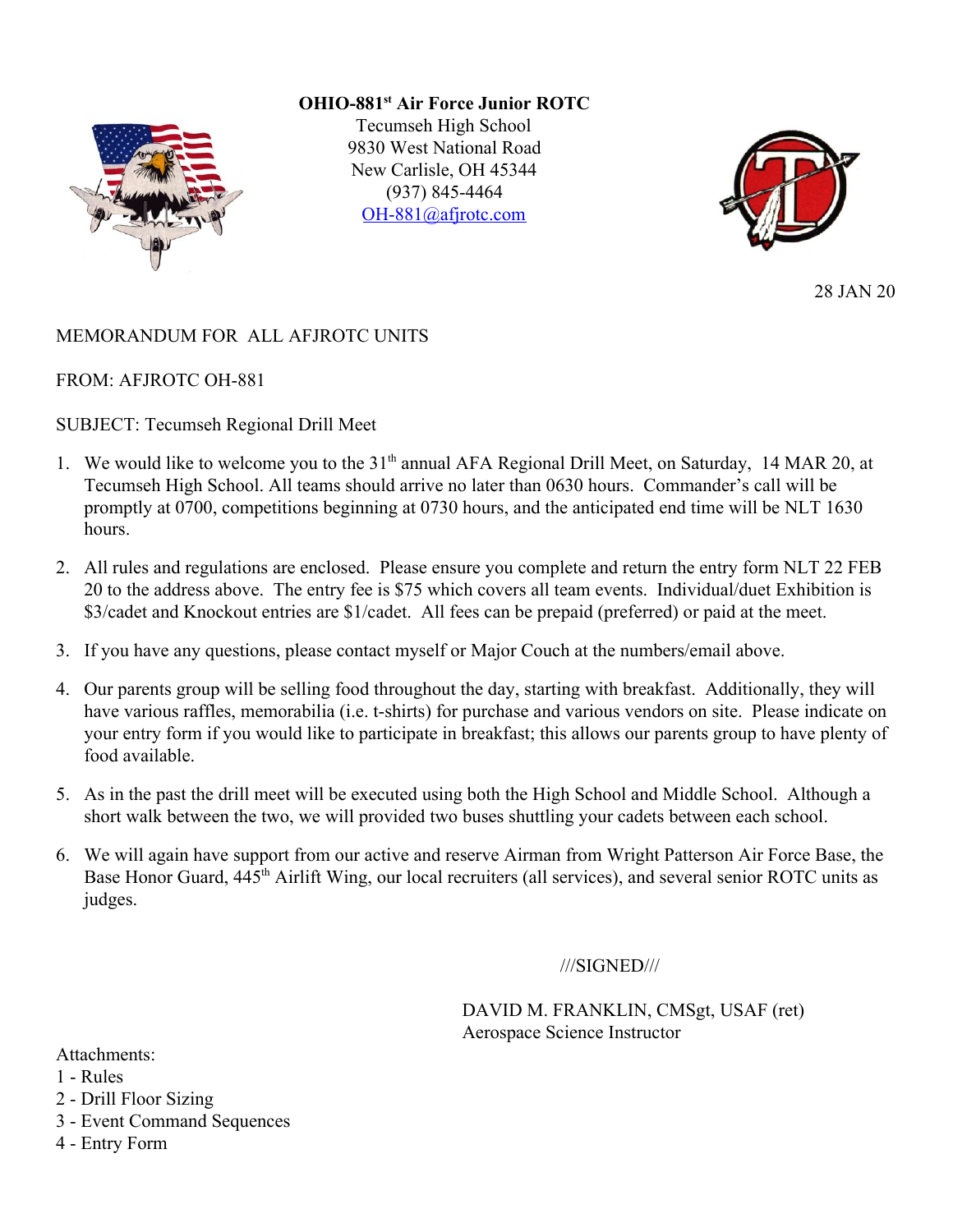**OHIO-881st Air Force Junior ROTC**
Tecumseh High School
9830 West National Road
New Carlisle, OH 45344
(937) 845-4464
OH-881@afjrotc.com

28 JAN 20

MEMORANDUM FOR ALL AFJROTC UNITS

FROM: AFJROTC OH-881

SUBJECT: Tecumseh Regional Drill Meet

1. We would like to welcome you to the 31st annual AFA Regional Drill Meet, on Saturday, 14 MAR 20, at Tecumseh High School. All teams should arrive no later than 0630 hours. Commander's call will be promptly at 0700, competitions beginning at 0730 hours, and the anticipated end time will be NLT 1630 hours.

2. All rules and regulations are enclosed. Please ensure you complete and return the entry form NLT 22 FEB 20 to the address above. The entry fee is $75 which covers all team events. Individual/duet Exhibition is $3/cadet and Knockout entries are $1/cadet. All fees can be prepaid (preferred) or paid at the meet.

3. If you have any questions, please contact myself or Major Couch at the numbers/email above.

4. Our parents group will be selling food throughout the day, starting with breakfast. Additionally, they will have various raffles, memorabilia (i.e. t-shirts) for purchase and various vendors on site. Please indicate on your entry form if you would like to participate in breakfast; this allows our parents group to have plenty of food available.

5. As in the past the drill meet will be executed using both the High School and Middle School. Although a short walk between the two, we will provided two buses shuttling your cadets between each school.

6. We will again have support from our active and reserve Airman from Wright Patterson Air Force Base, the Base Honor Guard, 445th Airlift Wing, our local recruiters (all services), and several senior ROTC units as judges.

///SIGNED///

DAVID M. FRANKLIN, CMSgt, USAF (ret)
Aerospace Science Instructor

Attachments:
1 - Rules
2 - Drill Floor Sizing
3 - Event Command Sequences
4 - Entry Form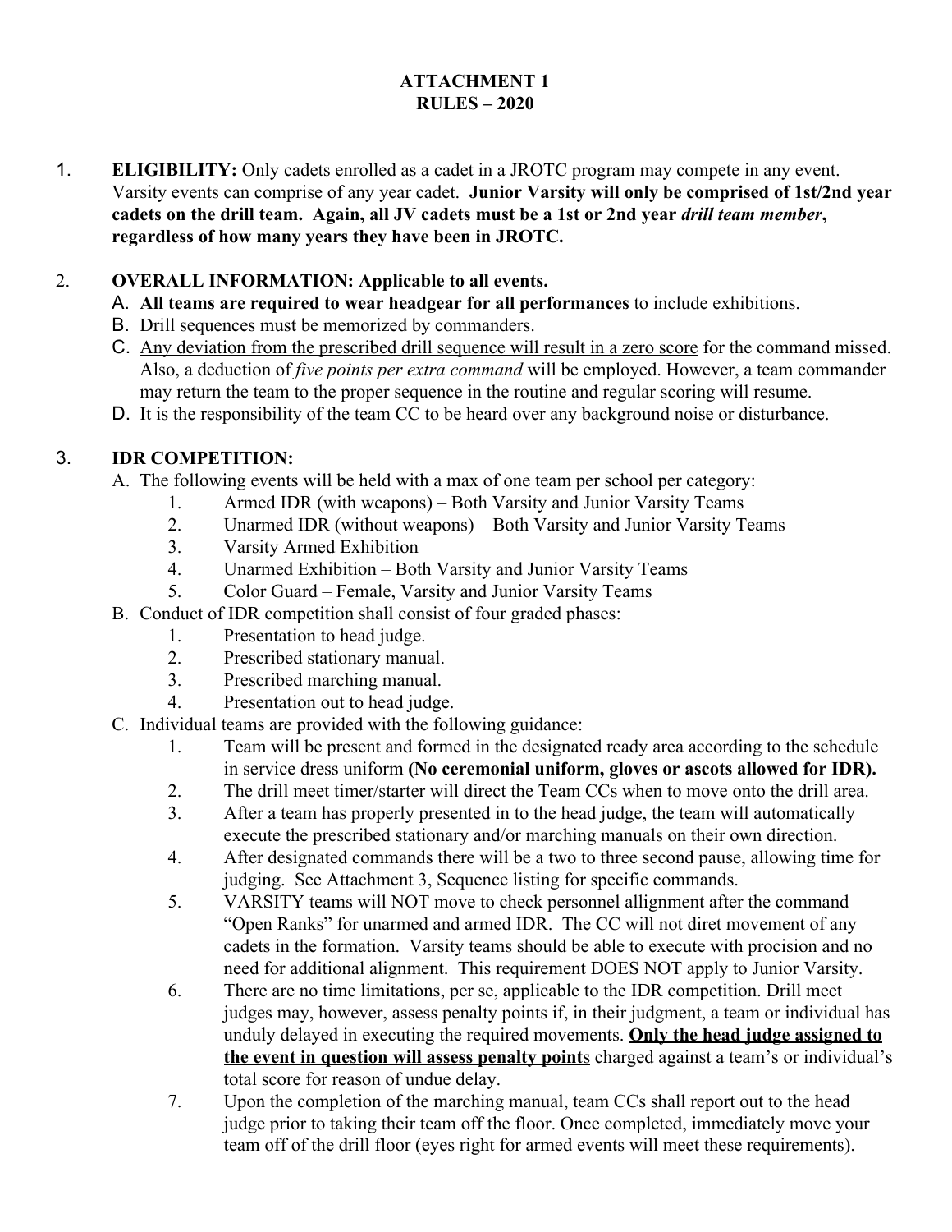**ATTACHMENT 1**
**RULES – 2020**

1. **ELIGIBILITY:** Only cadets enrolled as a cadet in a JROTC program may compete in any event. Varsity events can comprise of any year cadet. **Junior Varsity will only be comprised of 1st/2nd year cadets on the drill team. Again, all JV cadets must be a 1st or 2nd year *drill team member*, regardless of how many years they have been in JROTC.**

2. **OVERALL INFORMATION: Applicable to all events.**
   - A. **All teams are required to wear headgear for all performances** to include exhibitions.
   - B. Drill sequences must be memorized by commanders.
   - C. <u>Any deviation from the prescribed drill sequence will result in a zero score</u> for the command missed. Also, a deduction of *five points per extra command* will be employed. However, a team commander may return the team to the proper sequence in the routine and regular scoring will resume.
   - D. It is the responsibility of the team CC to be heard over any background noise or disturbance.

3. **IDR COMPETITION:**
   - A. The following events will be held with a max of one team per school per category:
     1. Armed IDR (with weapons) – Both Varsity and Junior Varsity Teams
     2. Unarmed IDR (without weapons) – Both Varsity and Junior Varsity Teams
     3. Varsity Armed Exhibition
     4. Unarmed Exhibition – Both Varsity and Junior Varsity Teams
     5. Color Guard – Female, Varsity and Junior Varsity Teams
   - B. Conduct of IDR competition shall consist of four graded phases:
     1. Presentation to head judge.
     2. Prescribed stationary manual.
     3. Prescribed marching manual.
     4. Presentation out to head judge.
   - C. Individual teams are provided with the following guidance:
     1. Team will be present and formed in the designated ready area according to the schedule in service dress uniform **(No ceremonial uniform, gloves or ascots allowed for IDR).**
     2. The drill meet timer/starter will direct the Team CCs when to move onto the drill area.
     3. After a team has properly presented in to the head judge, the team will automatically execute the prescribed stationary and/or marching manuals on their own direction.
     4. After designated commands there will be a two to three second pause, allowing time for judging. See Attachment 3, Sequence listing for specific commands.
     5. VARSITY teams will NOT move to check personnel allignment after the command "Open Ranks" for unarmed and armed IDR. The CC will not diret movement of any cadets in the formation. Varsity teams should be able to execute with procision and no need for additional alignment. This requirement DOES NOT apply to Junior Varsity.
     6. There are no time limitations, per se, applicable to the IDR competition. Drill meet judges may, however, assess penalty points if, in their judgment, a team or individual has unduly delayed in executing the required movements. <u>**Only the head judge assigned to the event in question will assess penalty point**</u>s charged against a team's or individual's total score for reason of undue delay.
     7. Upon the completion of the marching manual, team CCs shall report out to the head judge prior to taking their team off the floor. Once completed, immediately move your team off of the drill floor (eyes right for armed events will meet these requirements).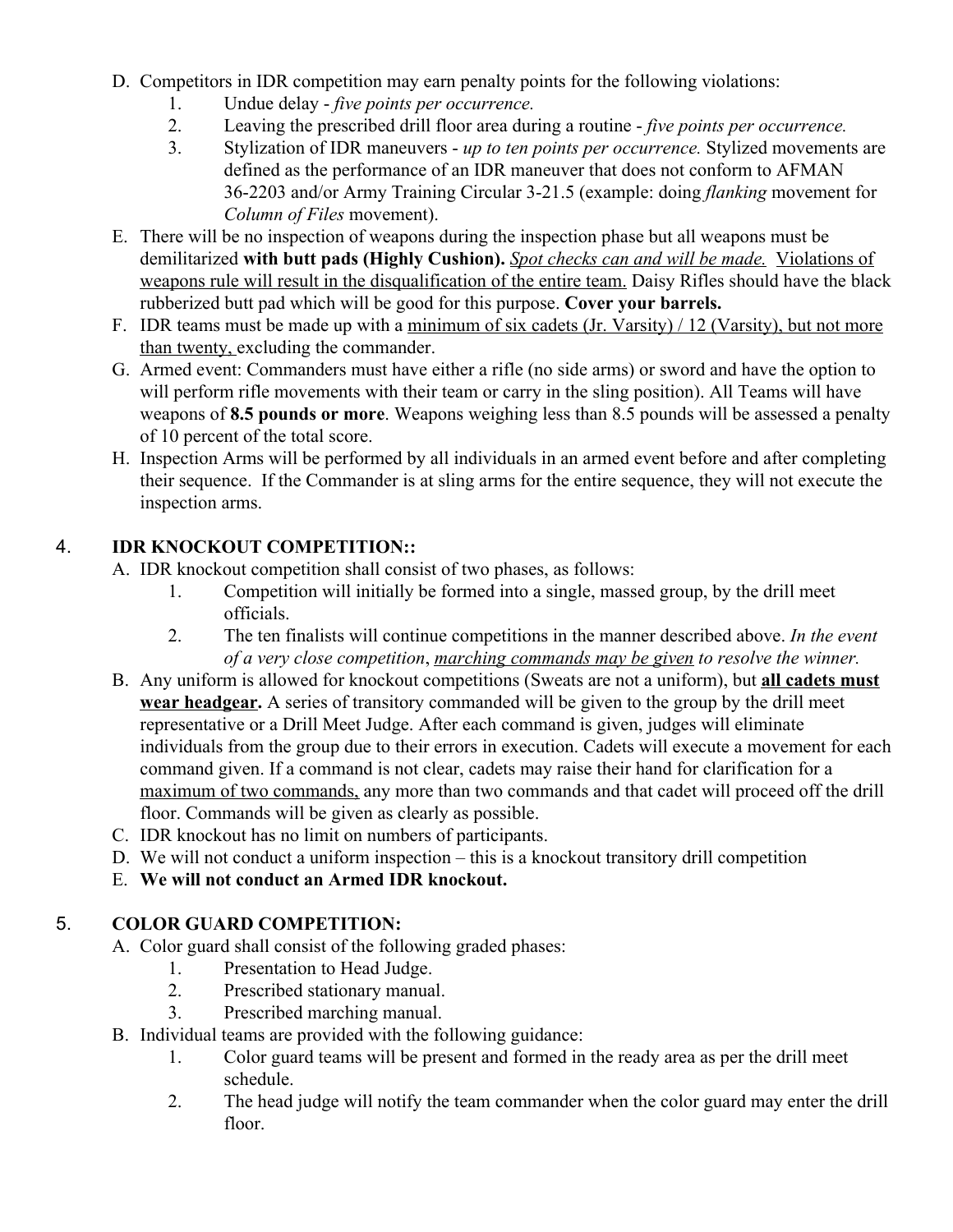D. Competitors in IDR competition may earn penalty points for the following violations:
   1. Undue delay - *five points per occurrence.*
   2. Leaving the prescribed drill floor area during a routine - *five points per occurrence.*
   3. Stylization of IDR maneuvers - *up to ten points per occurrence.* Stylized movements are defined as the performance of an IDR maneuver that does not conform to AFMAN 36-2203 and/or Army Training Circular 3-21.5 (example: doing *flanking* movement for *Column of Files* movement).
E. There will be no inspection of weapons during the inspection phase but all weapons must be demilitarized **with butt pads (Highly Cushion).** *Spot checks can and will be made.* Violations of weapons rule will result in the disqualification of the entire team. Daisy Rifles should have the black rubberized butt pad which will be good for this purpose. **Cover your barrels.**
F. IDR teams must be made up with a minimum of six cadets (Jr. Varsity) / 12 (Varsity), but not more than twenty, excluding the commander.
G. Armed event: Commanders must have either a rifle (no side arms) or sword and have the option to will perform rifle movements with their team or carry in the sling position). All Teams will have weapons of **8.5 pounds or more**. Weapons weighing less than 8.5 pounds will be assessed a penalty of 10 percent of the total score.
H. Inspection Arms will be performed by all individuals in an armed event before and after completing their sequence. If the Commander is at sling arms for the entire sequence, they will not execute the inspection arms.

## 4. IDR KNOCKOUT COMPETITION::

A. IDR knockout competition shall consist of two phases, as follows:
   1. Competition will initially be formed into a single, massed group, by the drill meet officials.
   2. The ten finalists will continue competitions in the manner described above. *In the event of a very close competition*, *marching commands may be given* *to resolve the winner.*
B. Any uniform is allowed for knockout competitions (Sweats are not a uniform), but **all cadets must wear headgear.** A series of transitory commanded will be given to the group by the drill meet representative or a Drill Meet Judge. After each command is given, judges will eliminate individuals from the group due to their errors in execution. Cadets will execute a movement for each command given. If a command is not clear, cadets may raise their hand for clarification for a maximum of two commands, any more than two commands and that cadet will proceed off the drill floor. Commands will be given as clearly as possible.
C. IDR knockout has no limit on numbers of participants.
D. We will not conduct a uniform inspection – this is a knockout transitory drill competition
E. **We will not conduct an Armed IDR knockout.**

## 5. COLOR GUARD COMPETITION:

A. Color guard shall consist of the following graded phases:
   1. Presentation to Head Judge.
   2. Prescribed stationary manual.
   3. Prescribed marching manual.
B. Individual teams are provided with the following guidance:
   1. Color guard teams will be present and formed in the ready area as per the drill meet schedule.
   2. The head judge will notify the team commander when the color guard may enter the drill floor.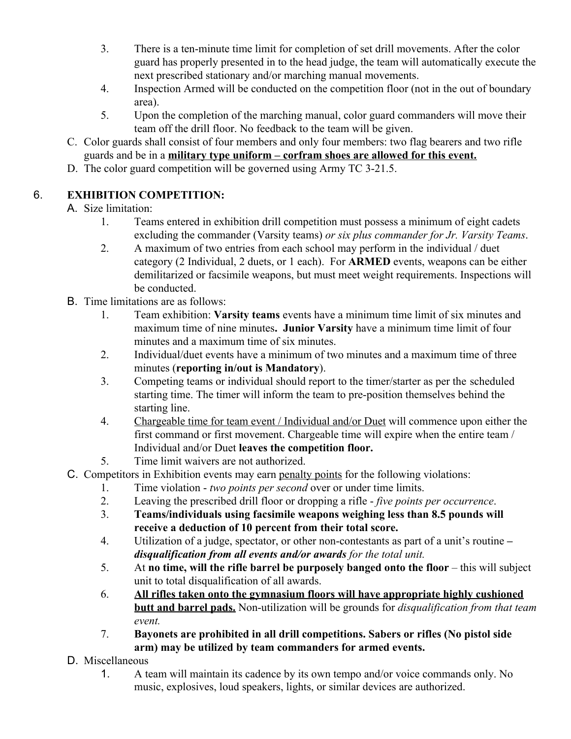3. There is a ten-minute time limit for completion of set drill movements. After the color guard has properly presented in to the head judge, the team will automatically execute the next prescribed stationary and/or marching manual movements.
4. Inspection Armed will be conducted on the competition floor (not in the out of boundary area).
5. Upon the completion of the marching manual, color guard commanders will move their team off the drill floor. No feedback to the team will be given.

C. Color guards shall consist of four members and only four members: two flag bearers and two rifle guards and be in a <u>**military type uniform – corfram shoes are allowed for this event.**</u>

D. The color guard competition will be governed using Army TC 3-21.5.

## 6. EXHIBITION COMPETITION:

A. Size limitation:

1. Teams entered in exhibition drill competition must possess a minimum of eight cadets excluding the commander (Varsity teams) *or six plus commander for Jr. Varsity Teams*.
2. A maximum of two entries from each school may perform in the individual / duet category (2 Individual, 2 duets, or 1 each). For **ARMED** events, weapons can be either demilitarized or facsimile weapons, but must meet weight requirements. Inspections will be conducted.

B. Time limitations are as follows:

1. Team exhibition: **Varsity teams** events have a minimum time limit of six minutes and maximum time of nine minutes**. Junior Varsity** have a minimum time limit of four minutes and a maximum time of six minutes.
2. Individual/duet events have a minimum of two minutes and a maximum time of three minutes (**reporting in/out is Mandatory**).
3. Competing teams or individual should report to the timer/starter as per the scheduled starting time. The timer will inform the team to pre-position themselves behind the starting line.
4. <u>Chargeable time for team event / Individual and/or Duet</u> will commence upon either the first command or first movement. Chargeable time will expire when the entire team / Individual and/or Duet **leaves the competition floor.**
5. Time limit waivers are not authorized.

C. Competitors in Exhibition events may earn <u>penalty points</u> for the following violations:

1. Time violation - *two points per second* over or under time limits.
2. Leaving the prescribed drill floor or dropping a rifle - *five points per occurrence*.
3. **Teams/individuals using facsimile weapons weighing less than 8.5 pounds will receive a deduction of 10 percent from their total score.**
4. Utilization of a judge, spectator, or other non-contestants as part of a unit's routine **–** ***disqualification from all events and/or awards*** *for the total unit.*
5. At **no time, will the rifle barrel be purposely banged onto the floor** – this will subject unit to total disqualification of all awards.
6. <u>**All rifles taken onto the gymnasium floors will have appropriate highly cushioned butt and barrel pads.**</u> Non-utilization will be grounds for *disqualification from that team event.*
7. **Bayonets are prohibited in all drill competitions. Sabers or rifles (No pistol side arm) may be utilized by team commanders for armed events.**

D. Miscellaneous

1. A team will maintain its cadence by its own tempo and/or voice commands only. No music, explosives, loud speakers, lights, or similar devices are authorized.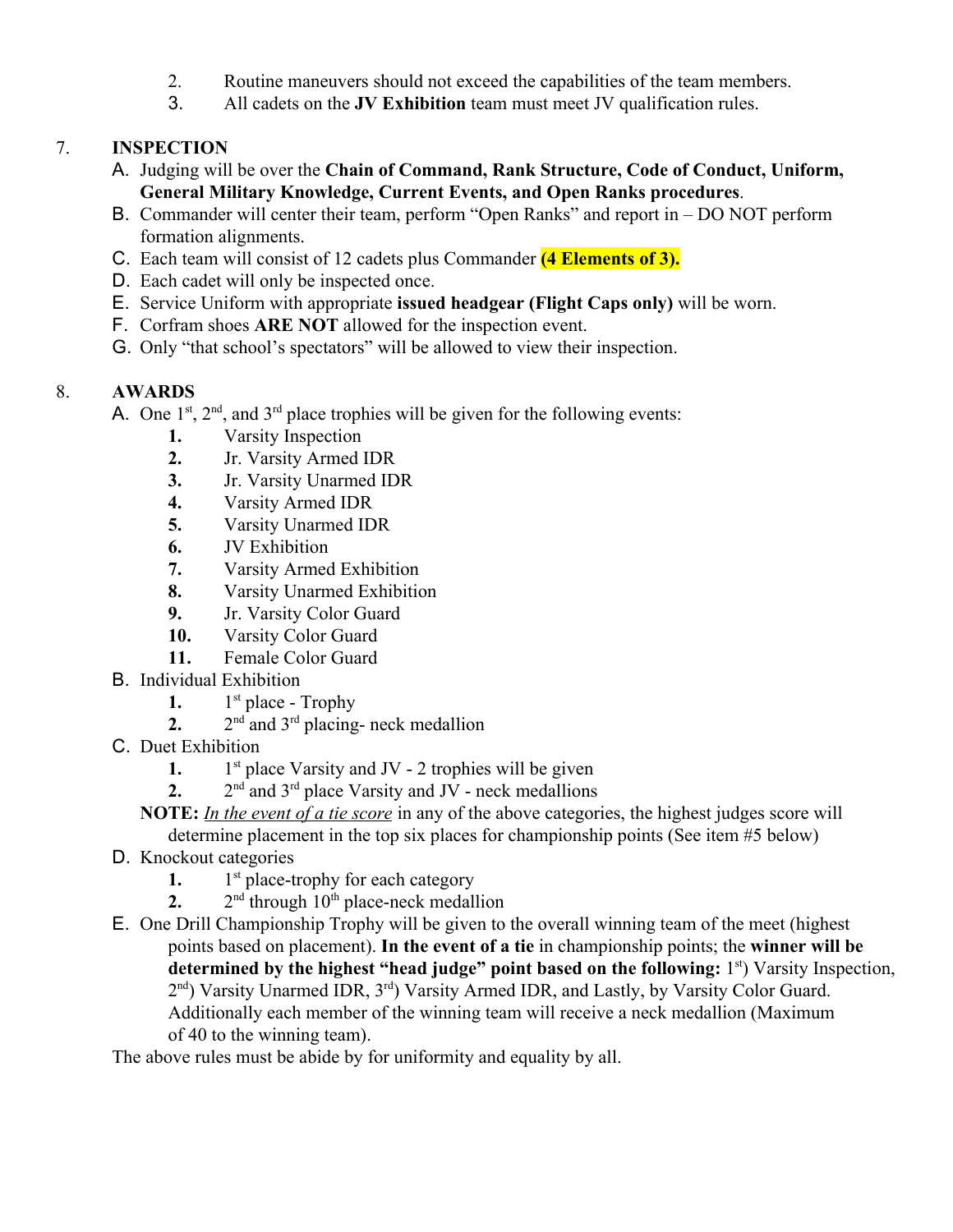2. Routine maneuvers should not exceed the capabilities of the team members.
3. All cadets on the **JV Exhibition** team must meet JV qualification rules.

7. **INSPECTION**

A. Judging will be over the **Chain of Command, Rank Structure, Code of Conduct, Uniform, General Military Knowledge, Current Events, and Open Ranks procedures**.

B. Commander will center their team, perform "Open Ranks" and report in – DO NOT perform formation alignments.

C. Each team will consist of 12 cadets plus Commander **(4 Elements of 3).**

D. Each cadet will only be inspected once.

E. Service Uniform with appropriate **issued headgear (Flight Caps only)** will be worn.

F. Corfram shoes **ARE NOT** allowed for the inspection event.

G. Only "that school's spectators" will be allowed to view their inspection.

8. **AWARDS**

A. One 1st, 2nd, and 3rd place trophies will be given for the following events:
   1. Varsity Inspection
   2. Jr. Varsity Armed IDR
   3. Jr. Varsity Unarmed IDR
   4. Varsity Armed IDR
   5. Varsity Unarmed IDR
   6. JV Exhibition
   7. Varsity Armed Exhibition
   8. Varsity Unarmed Exhibition
   9. Jr. Varsity Color Guard
   10. Varsity Color Guard
   11. Female Color Guard

B. Individual Exhibition
   1. 1st place - Trophy
   2. 2nd and 3rd placing- neck medallion

C. Duet Exhibition
   1. 1st place Varsity and JV - 2 trophies will be given
   2. 2nd and 3rd place Varsity and JV - neck medallions

**NOTE:** *In the event of a tie score* in any of the above categories, the highest judges score will determine placement in the top six places for championship points (See item #5 below)

D. Knockout categories
   1. 1st place-trophy for each category
   2. 2nd through 10th place-neck medallion

E. One Drill Championship Trophy will be given to the overall winning team of the meet (highest points based on placement). **In the event of a tie** in championship points; the **winner will be determined by the highest "head judge" point based on the following:** 1st) Varsity Inspection, 2nd) Varsity Unarmed IDR, 3rd) Varsity Armed IDR, and Lastly, by Varsity Color Guard. Additionally each member of the winning team will receive a neck medallion (Maximum of 40 to the winning team).

The above rules must be abide by for uniformity and equality by all.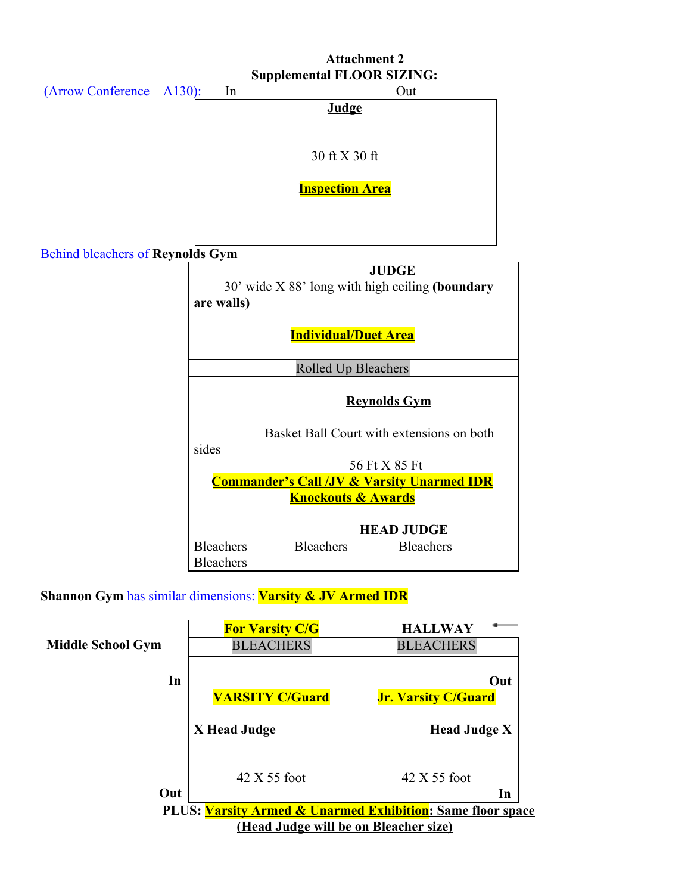**Attachment 2**

**Supplemental FLOOR SIZING:**

(Arrow Conference – A130): In Out

**Judge**

30 ft X 30 ft

**Inspection Area**

Behind bleachers of **Reynolds Gym**

**JUDGE**

30' wide X 88' long with high ceiling **(boundary are walls)**

**Individual/Duet Area**

Rolled Up Bleachers

**Reynolds Gym**

Basket Ball Court with extensions on both sides

56 Ft X 85 Ft

**Commander's Call /JV & Varsity Unarmed IDR**

**Knockouts & Awards**

**HEAD JUDGE**

Bleachers Bleachers Bleachers Bleachers

**Shannon Gym** has similar dimensions: **Varsity & JV Armed IDR**

**Middle School Gym**

| **For Varsity C/G** | **HALLWAY** |
|---|---|
| BLEACHERS | BLEACHERS |
| **In** | **Out** |
| **VARSITY C/Guard** | **Jr. Varsity C/Guard** |
| **X Head Judge** | **Head Judge X** |
| 42 X 55 foot | 42 X 55 foot |
| **Out** | **In** |

**PLUS: Varsity Armed & Unarmed Exhibition: Same floor space (Head Judge will be on Bleacher size)**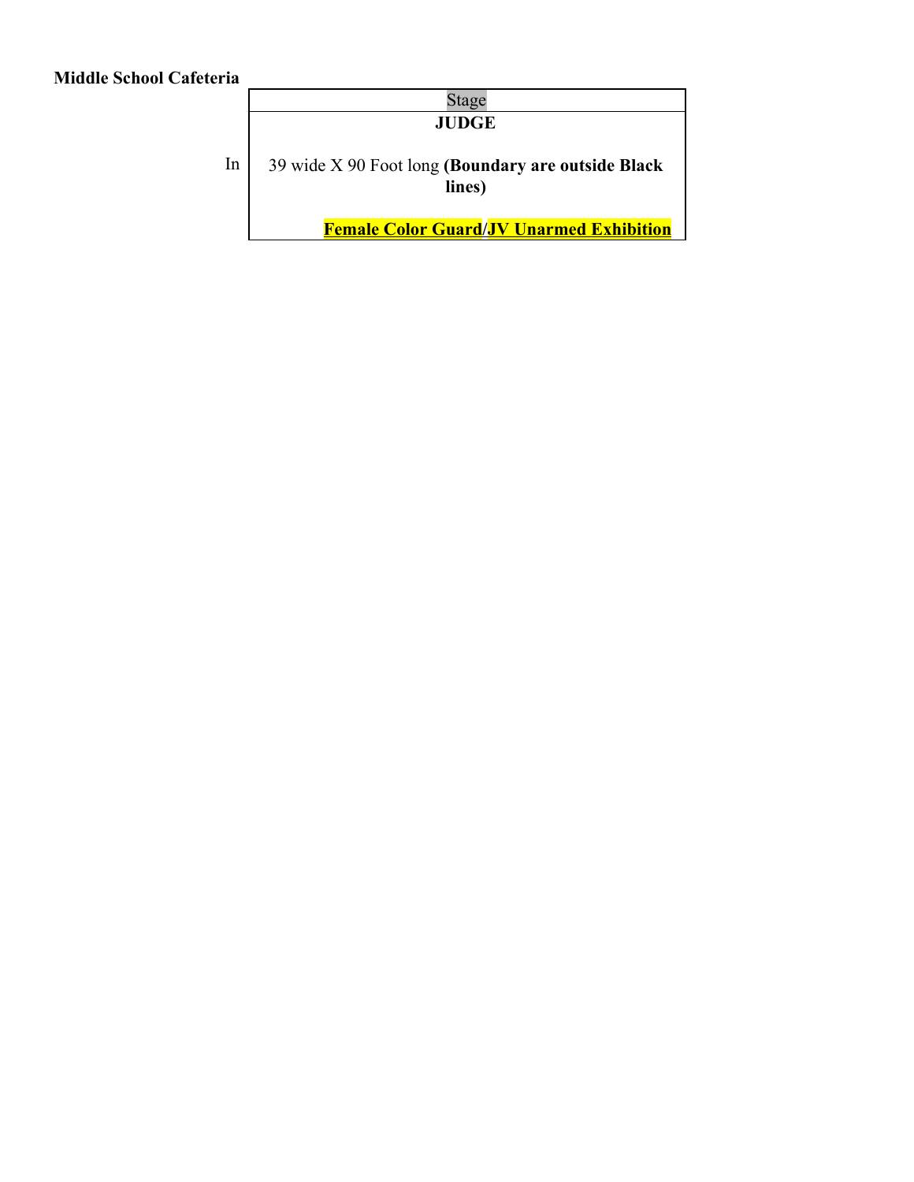**Middle School Cafeteria**

Stage

**JUDGE**

In

39 wide X 90 Foot long **(Boundary are outside Black lines)**

**Female Color Guard/JV Unarmed Exhibition**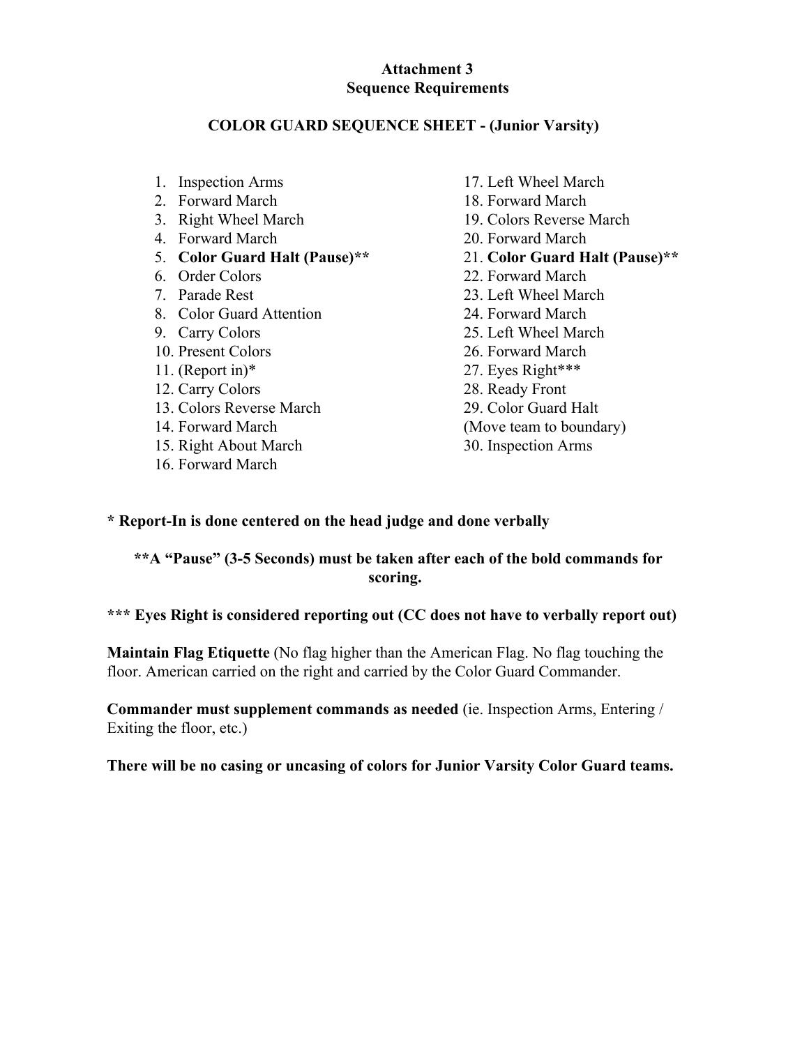**Attachment 3**
**Sequence Requirements**

**COLOR GUARD SEQUENCE SHEET - (Junior Varsity)**

1. Inspection Arms
2. Forward March
3. Right Wheel March
4. Forward March
5. **Color Guard Halt (Pause)****
6. Order Colors
7. Parade Rest
8. Color Guard Attention
9. Carry Colors
10. Present Colors
11. (Report in)*
12. Carry Colors
13. Colors Reverse March
14. Forward March
15. Right About March
16. Forward March
17. Left Wheel March
18. Forward March
19. Colors Reverse March
20. Forward March
21. **Color Guard Halt (Pause)****
22. Forward March
23. Left Wheel March
24. Forward March
25. Left Wheel March
26. Forward March
27. Eyes Right***
28. Ready Front
29. Color Guard Halt

(Move team to boundary)

30. Inspection Arms

**\* Report-In is done centered on the head judge and done verbally**

**\*\*A "Pause" (3-5 Seconds) must be taken after each of the bold commands for scoring.**

**\*\*\* Eyes Right is considered reporting out (CC does not have to verbally report out)**

**Maintain Flag Etiquette** (No flag higher than the American Flag. No flag touching the floor. American carried on the right and carried by the Color Guard Commander.

**Commander must supplement commands as needed** (ie. Inspection Arms, Entering / Exiting the floor, etc.)

**There will be no casing or uncasing of colors for Junior Varsity Color Guard teams.**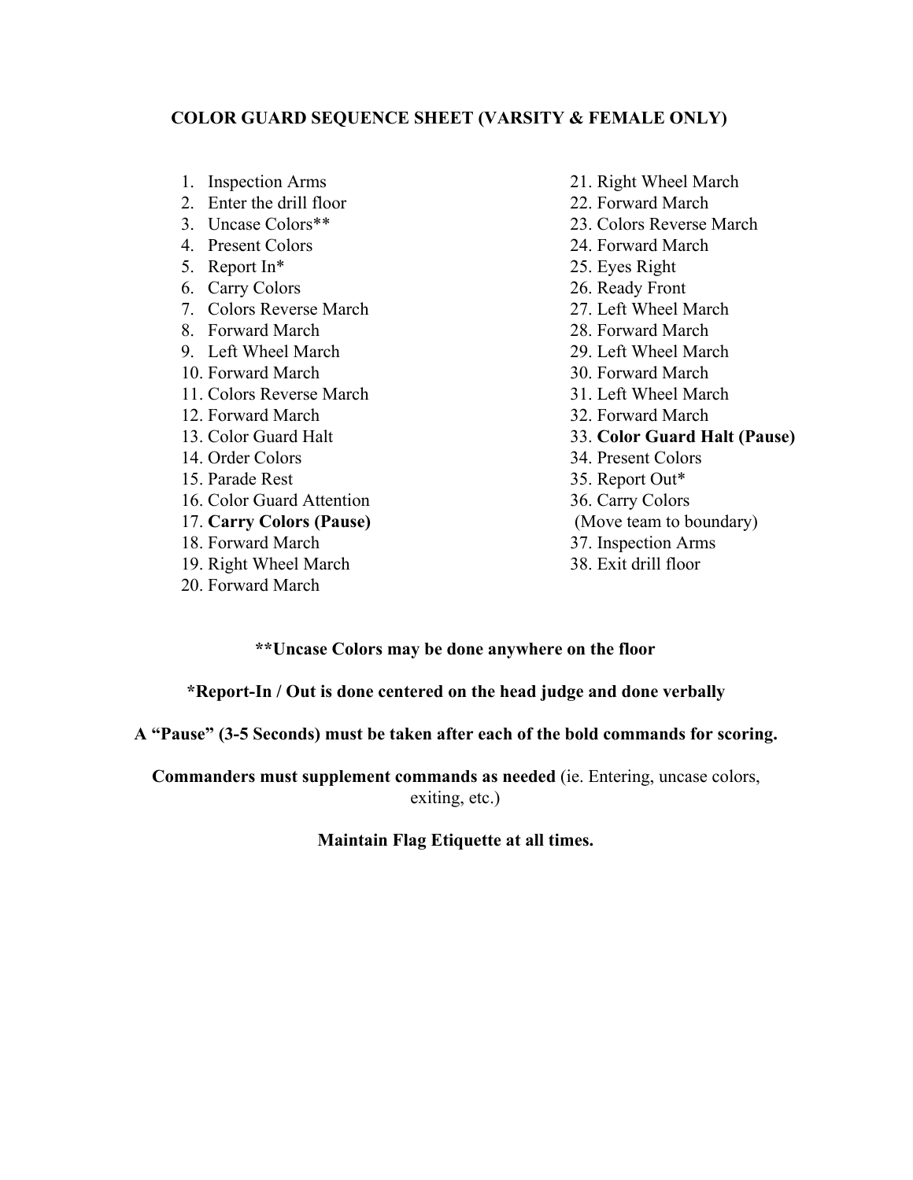**COLOR GUARD SEQUENCE SHEET (VARSITY & FEMALE ONLY)**

1. Inspection Arms
2. Enter the drill floor
3. Uncase Colors**
4. Present Colors
5. Report In*
6. Carry Colors
7. Colors Reverse March
8. Forward March
9. Left Wheel March
10. Forward March
11. Colors Reverse March
12. Forward March
13. Color Guard Halt
14. Order Colors
15. Parade Rest
16. Color Guard Attention
17. **Carry Colors (Pause)**
18. Forward March
19. Right Wheel March
20. Forward March
21. Right Wheel March
22. Forward March
23. Colors Reverse March
24. Forward March
25. Eyes Right
26. Ready Front
27. Left Wheel March
28. Forward March
29. Left Wheel March
30. Forward March
31. Left Wheel March
32. Forward March
33. **Color Guard Halt (Pause)**
34. Present Colors
35. Report Out*
36. Carry Colors
    (Move team to boundary)
37. Inspection Arms
38. Exit drill floor

**\*\*Uncase Colors may be done anywhere on the floor**

**\*Report-In / Out is done centered on the head judge and done verbally**

**A "Pause" (3-5 Seconds) must be taken after each of the bold commands for scoring.**

**Commanders must supplement commands as needed** (ie. Entering, uncase colors, exiting, etc.)

**Maintain Flag Etiquette at all times.**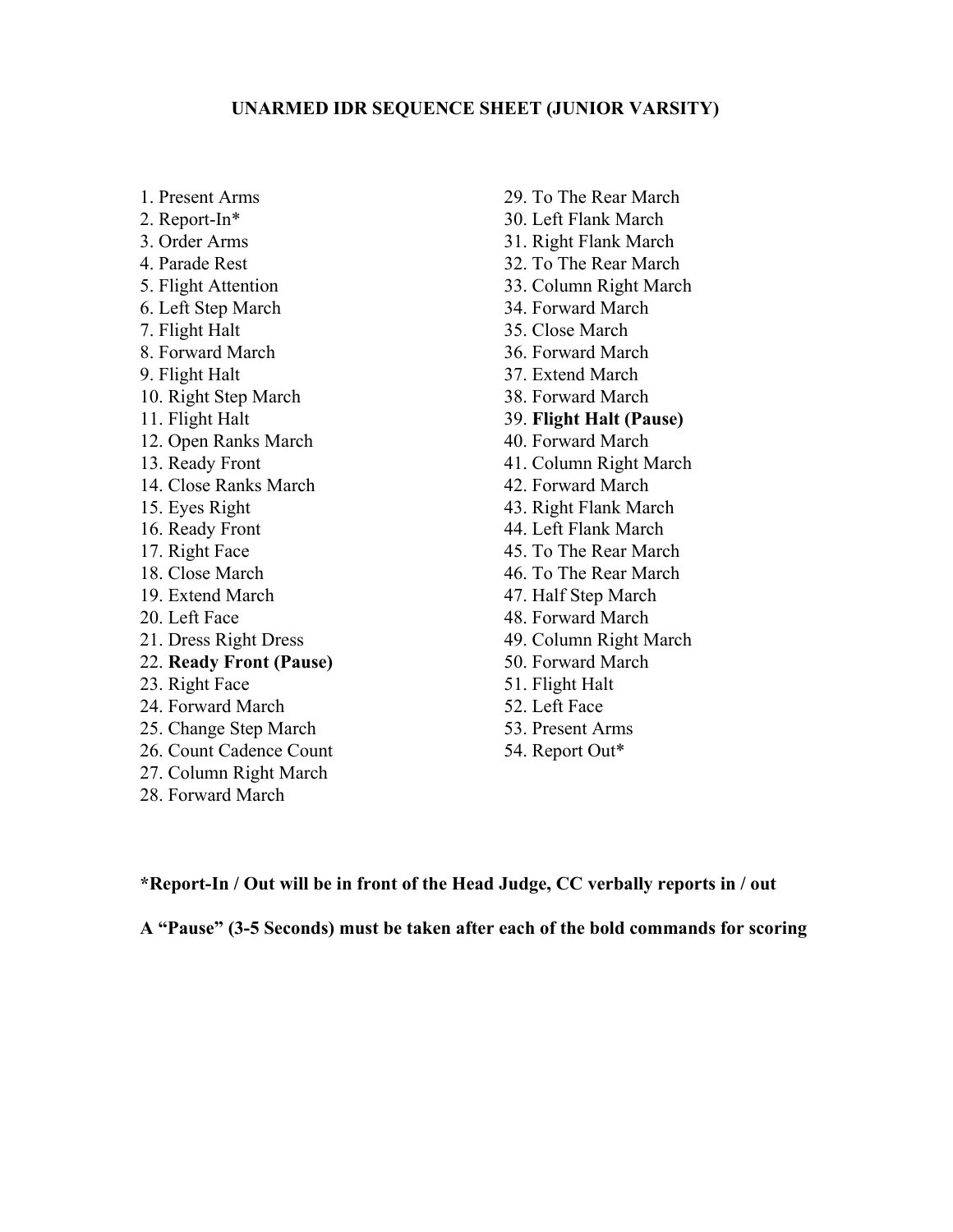**UNARMED IDR SEQUENCE SHEET (JUNIOR VARSITY)**

1. Present Arms
2. Report-In*
3. Order Arms
4. Parade Rest
5. Flight Attention
6. Left Step March
7. Flight Halt
8. Forward March
9. Flight Halt
10. Right Step March
11. Flight Halt
12. Open Ranks March
13. Ready Front
14. Close Ranks March
15. Eyes Right
16. Ready Front
17. Right Face
18. Close March
19. Extend March
20. Left Face
21. Dress Right Dress
22. **Ready Front (Pause)**
23. Right Face
24. Forward March
25. Change Step March
26. Count Cadence Count
27. Column Right March
28. Forward March
29. To The Rear March
30. Left Flank March
31. Right Flank March
32. To The Rear March
33. Column Right March
34. Forward March
35. Close March
36. Forward March
37. Extend March
38. Forward March
39. **Flight Halt (Pause)**
40. Forward March
41. Column Right March
42. Forward March
43. Right Flank March
44. Left Flank March
45. To The Rear March
46. To The Rear March
47. Half Step March
48. Forward March
49. Column Right March
50. Forward March
51. Flight Halt
52. Left Face
53. Present Arms
54. Report Out*

**\*Report-In / Out will be in front of the Head Judge, CC verbally reports in / out**

**A "Pause" (3-5 Seconds) must be taken after each of the bold commands for scoring**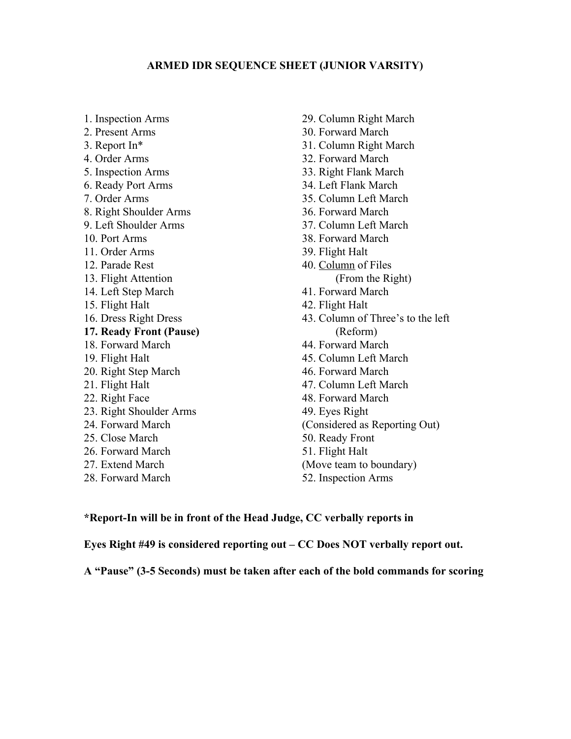**ARMED IDR SEQUENCE SHEET (JUNIOR VARSITY)**

1. Inspection Arms
2. Present Arms
3. Report In*
4. Order Arms
5. Inspection Arms
6. Ready Port Arms
7. Order Arms
8. Right Shoulder Arms
9. Left Shoulder Arms
10. Port Arms
11. Order Arms
12. Parade Rest
13. Flight Attention
14. Left Step March
15. Flight Halt
16. Dress Right Dress
17. **Ready Front (Pause)**
18. Forward March
19. Flight Halt
20. Right Step March
21. Flight Halt
22. Right Face
23. Right Shoulder Arms
24. Forward March
25. Close March
26. Forward March
27. Extend March
28. Forward March
29. Column Right March
30. Forward March
31. Column Right March
32. Forward March
33. Right Flank March
34. Left Flank March
35. Column Left March
36. Forward March
37. Column Left March
38. Forward March
39. Flight Halt
40. <u>Column</u> of Files
    (From the Right)
41. Forward March
42. Flight Halt
43. Column of Three's to the left
    (Reform)
44. Forward March
45. Column Left March
46. Forward March
47. Column Left March
48. Forward March
49. Eyes Right
    (Considered as Reporting Out)
50. Ready Front
51. Flight Halt
    (Move team to boundary)
52. Inspection Arms

**\*Report-In will be in front of the Head Judge, CC verbally reports in**

**Eyes Right #49 is considered reporting out – CC Does NOT verbally report out.**

**A "Pause" (3-5 Seconds) must be taken after each of the bold commands for scoring**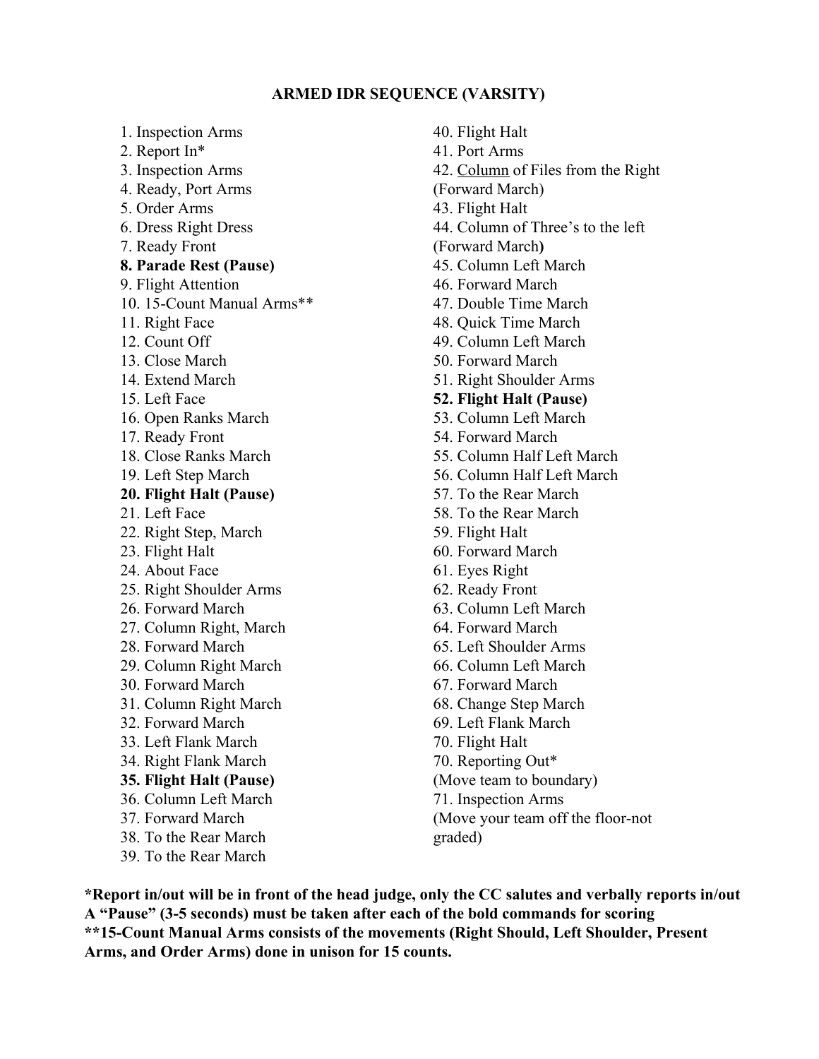**ARMED IDR SEQUENCE (VARSITY)**

1. Inspection Arms
2. Report In*
3. Inspection Arms
4. Ready, Port Arms
5. Order Arms
6. Dress Right Dress
7. Ready Front
8. **Parade Rest (Pause)**
9. Flight Attention
10. 15-Count Manual Arms**
11. Right Face
12. Count Off
13. Close March
14. Extend March
15. Left Face
16. Open Ranks March
17. Ready Front
18. Close Ranks March
19. Left Step March
20. **Flight Halt (Pause)**
21. Left Face
22. Right Step, March
23. Flight Halt
24. About Face
25. Right Shoulder Arms
26. Forward March
27. Column Right, March
28. Forward March
29. Column Right March
30. Forward March
31. Column Right March
32. Forward March
33. Left Flank March
34. Right Flank March
35. **Flight Halt (Pause)**
36. Column Left March
37. Forward March
38. To the Rear March
39. To the Rear March
40. Flight Halt
41. Port Arms
42. Column of Files from the Right (Forward March)
43. Flight Halt
44. Column of Three's to the left (Forward March**)**
45. Column Left March
46. Forward March
47. Double Time March
48. Quick Time March
49. Column Left March
50. Forward March
51. Right Shoulder Arms
52. **Flight Halt (Pause)**
53. Column Left March
54. Forward March
55. Column Half Left March
56. Column Half Left March
57. To the Rear March
58. To the Rear March
59. Flight Halt
60. Forward March
61. Eyes Right
62. Ready Front
63. Column Left March
64. Forward March
65. Left Shoulder Arms
66. Column Left March
67. Forward March
68. Change Step March
69. Left Flank March
70. Flight Halt

70\. Reporting Out*

(Move team to boundary)

71\. Inspection Arms

(Move your team off the floor-not graded)

**\*Report in/out will be in front of the head judge, only the CC salutes and verbally reports in/out**
**A "Pause" (3-5 seconds) must be taken after each of the bold commands for scoring**
**\*\*15-Count Manual Arms consists of the movements (Right Should, Left Shoulder, Present Arms, and Order Arms) done in unison for 15 counts.**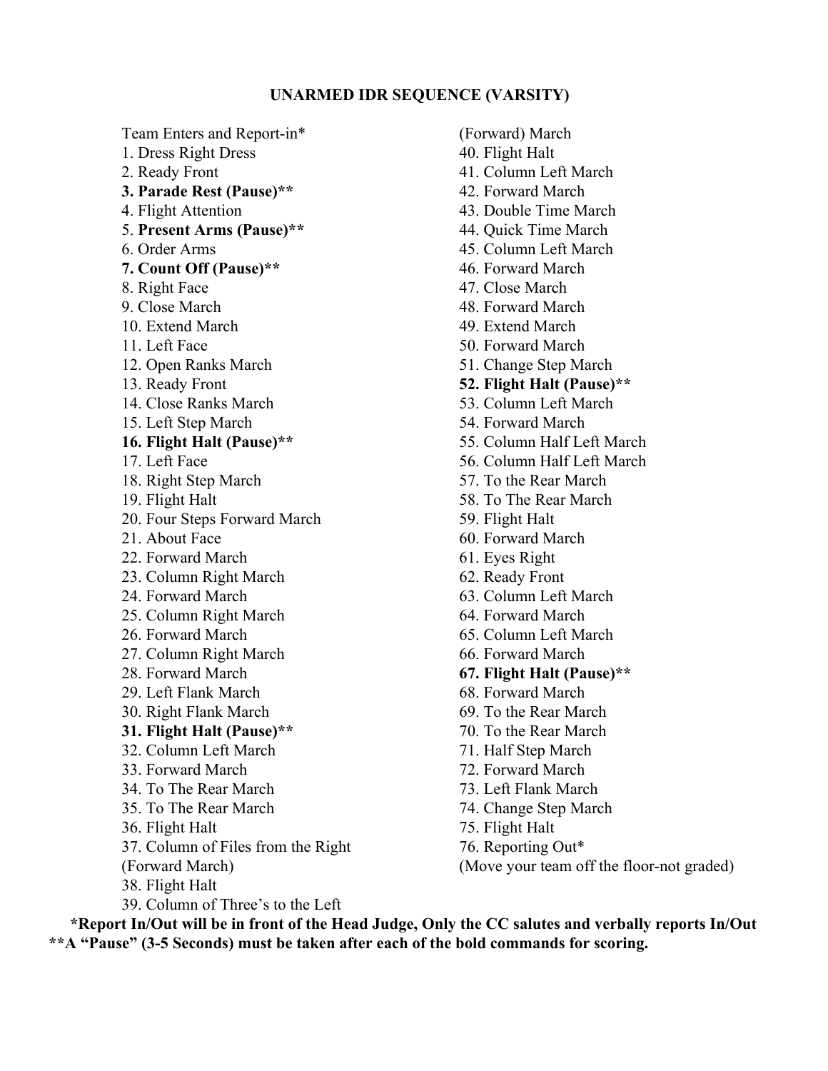**UNARMED IDR SEQUENCE (VARSITY)**

Team Enters and Report-in*
1. Dress Right Dress
2. Ready Front
3. **Parade Rest (Pause)****
4. Flight Attention
5. **Present Arms (Pause)****
6. Order Arms
7. **Count Off (Pause)****
8. Right Face
9. Close March
10. Extend March
11. Left Face
12. Open Ranks March
13. Ready Front
14. Close Ranks March
15. Left Step March
16. **Flight Halt (Pause)****
17. Left Face
18. Right Step March
19. Flight Halt
20. Four Steps Forward March
21. About Face
22. Forward March
23. Column Right March
24. Forward March
25. Column Right March
26. Forward March
27. Column Right March
28. Forward March
29. Left Flank March
30. Right Flank March
31. **Flight Halt (Pause)****
32. Column Left March
33. Forward March
34. To The Rear March
35. To The Rear March
36. Flight Halt
37. Column of Files from the Right (Forward March)
38. Flight Halt
39. Column of Three's to the Left (Forward) March
40. Flight Halt
41. Column Left March
42. Forward March
43. Double Time March
44. Quick Time March
45. Column Left March
46. Forward March
47. Close March
48. Forward March
49. Extend March
50. Forward March
51. Change Step March
52. **Flight Halt (Pause)****
53. Column Left March
54. Forward March
55. Column Half Left March
56. Column Half Left March
57. To the Rear March
58. To The Rear March
59. Flight Halt
60. Forward March
61. Eyes Right
62. Ready Front
63. Column Left March
64. Forward March
65. Column Left March
66. Forward March
67. **Flight Halt (Pause)****
68. Forward March
69. To the Rear March
70. To the Rear March
71. Half Step March
72. Forward March
73. Left Flank March
74. Change Step March
75. Flight Halt
76. Reporting Out*

(Move your team off the floor-not graded)

**\*Report In/Out will be in front of the Head Judge, Only the CC salutes and verbally reports In/Out**

**\*\*A "Pause" (3-5 Seconds) must be taken after each of the bold commands for scoring.**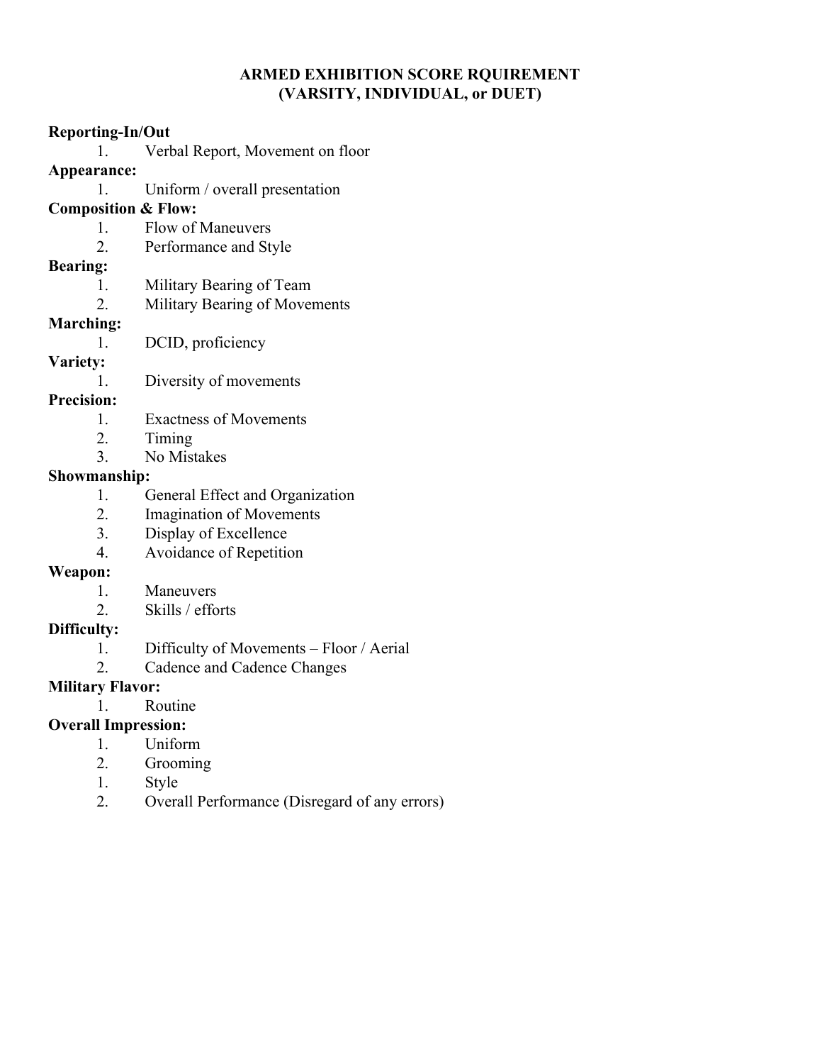# ARMED EXHIBITION SCORE RQUIREMENT
# (VARSITY, INDIVIDUAL, or DUET)

**Reporting-In/Out**

1. Verbal Report, Movement on floor

**Appearance:**

1. Uniform / overall presentation

**Composition & Flow:**

1. Flow of Maneuvers
2. Performance and Style

**Bearing:**

1. Military Bearing of Team
2. Military Bearing of Movements

**Marching:**

1. DCID, proficiency

**Variety:**

1. Diversity of movements

**Precision:**

1. Exactness of Movements
2. Timing
3. No Mistakes

**Showmanship:**

1. General Effect and Organization
2. Imagination of Movements
3. Display of Excellence
4. Avoidance of Repetition

**Weapon:**

1. Maneuvers
2. Skills / efforts

**Difficulty:**

1. Difficulty of Movements – Floor / Aerial
2. Cadence and Cadence Changes

**Military Flavor:**

1. Routine

**Overall Impression:**

1. Uniform
2. Grooming

1. Style
2. Overall Performance (Disregard of any errors)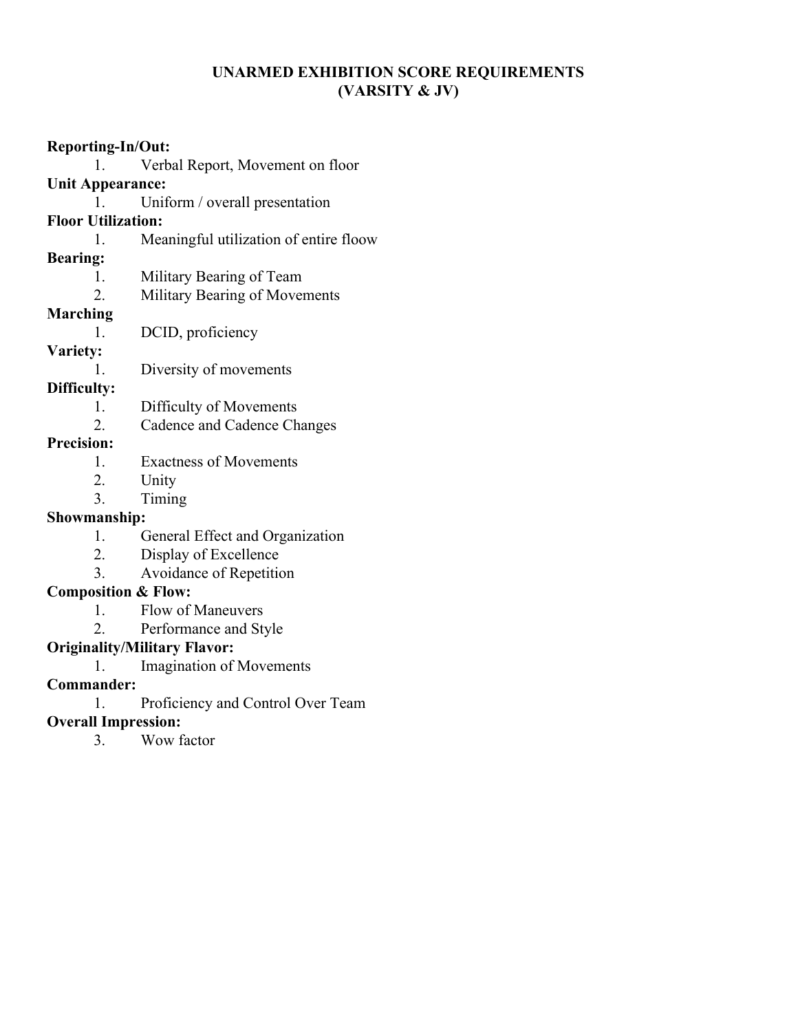# UNARMED EXHIBITION SCORE REQUIREMENTS
# (VARSITY & JV)

**Reporting-In/Out:**

1. Verbal Report, Movement on floor

**Unit Appearance:**

1. Uniform / overall presentation

**Floor Utilization:**

1. Meaningful utilization of entire floow

**Bearing:**

1. Military Bearing of Team
2. Military Bearing of Movements

**Marching**

1. DCID, proficiency

**Variety:**

1. Diversity of movements

**Difficulty:**

1. Difficulty of Movements
2. Cadence and Cadence Changes

**Precision:**

1. Exactness of Movements
2. Unity
3. Timing

**Showmanship:**

1. General Effect and Organization
2. Display of Excellence
3. Avoidance of Repetition

**Composition & Flow:**

1. Flow of Maneuvers
2. Performance and Style

**Originality/Military Flavor:**

1. Imagination of Movements

**Commander:**

1. Proficiency and Control Over Team

**Overall Impression:**

3. Wow factor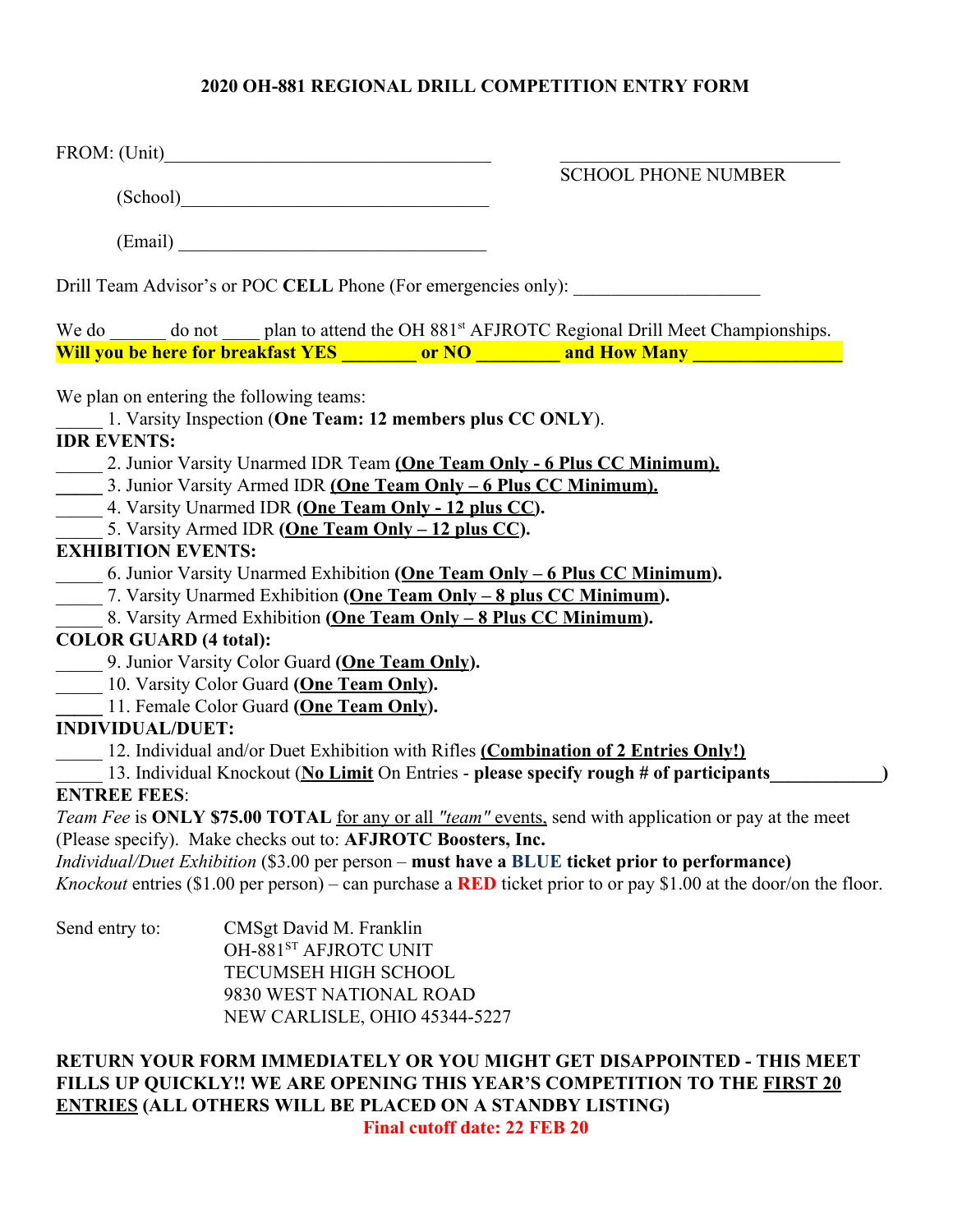# 2020 OH-881 REGIONAL DRILL COMPETITION ENTRY FORM

FROM: (Unit)___________________________________ ______________________________

SCHOOL PHONE NUMBER

(School)_________________________________

(Email) _________________________________

Drill Team Advisor's or POC **CELL** Phone (For emergencies only): ___________________

We do ______ do not ____ plan to attend the OH 881st AFJROTC Regional Drill Meet Championships.

**Will you be here for breakfast YES ________ or NO _________ and How Many ________________**

We plan on entering the following teams:

_____ 1. Varsity Inspection (**One Team: 12 members plus CC ONLY**).

**IDR EVENTS:**

_____ 2. Junior Varsity Unarmed IDR Team **(One Team Only - 6 Plus CC Minimum).**

_____ 3. Junior Varsity Armed IDR **(One Team Only – 6 Plus CC Minimum).**

_____ 4. Varsity Unarmed IDR **(One Team Only - 12 plus CC).**

_____ 5. Varsity Armed IDR **(One Team Only – 12 plus CC).**

**EXHIBITION EVENTS:**

_____ 6. Junior Varsity Unarmed Exhibition **(One Team Only – 6 Plus CC Minimum).**

_____ 7. Varsity Unarmed Exhibition **(One Team Only – 8 plus CC Minimum).**

_____ 8. Varsity Armed Exhibition **(One Team Only – 8 Plus CC Minimum).**

**COLOR GUARD (4 total):**

_____ 9. Junior Varsity Color Guard **(One Team Only).**

_____ 10. Varsity Color Guard **(One Team Only).**

_____ 11. Female Color Guard **(One Team Only).**

**INDIVIDUAL/DUET:**

_____ 12. Individual and/or Duet Exhibition with Rifles **(Combination of 2 Entries Only!)**

_____ 13. Individual Knockout (**No Limit** On Entries - **please specify rough # of participants____________)**

**ENTREE FEES**:

*Team Fee* is **ONLY $75.00 TOTAL** for any or all *"team"* events, send with application or pay at the meet (Please specify). Make checks out to: **AFJROTC Boosters, Inc.**

*Individual/Duet Exhibition* ($3.00 per person – **must have a BLUE ticket prior to performance)**

*Knockout* entries ($1.00 per person) – can purchase a **RED** ticket prior to or pay $1.00 at the door/on the floor.

Send entry to:

CMSgt David M. Franklin
OH-881ST AFJROTC UNIT
TECUMSEH HIGH SCHOOL
9830 WEST NATIONAL ROAD
NEW CARLISLE, OHIO 45344-5227

**RETURN YOUR FORM IMMEDIATELY OR YOU MIGHT GET DISAPPOINTED - THIS MEET FILLS UP QUICKLY!! WE ARE OPENING THIS YEAR'S COMPETITION TO THE FIRST 20 ENTRIES (ALL OTHERS WILL BE PLACED ON A STANDBY LISTING)**

**Final cutoff date: 22 FEB 20**